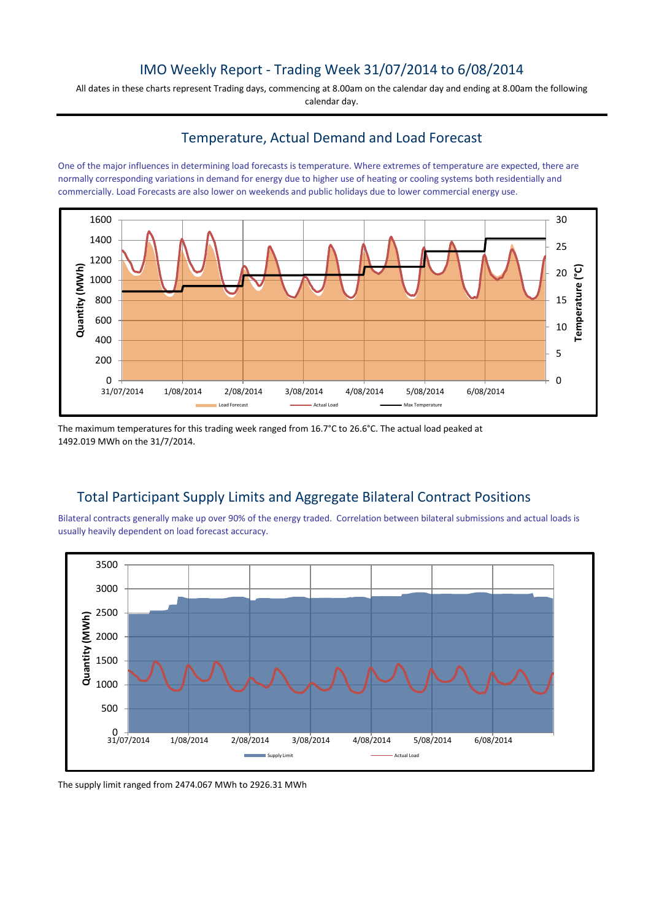# IMO Weekly Report - Trading Week 31/07/2014 to 6/08/2014

All dates in these charts represent Trading days, commencing at 8.00am on the calendar day and ending at 8.00am the following calendar day.

## Temperature, Actual Demand and Load Forecast

One of the major influences in determining load forecasts is temperature. Where extremes of temperature are expected, there are normally corresponding variations in demand for energy due to higher use of heating or cooling systems both residentially and commercially. Load Forecasts are also lower on weekends and public holidays due to lower commercial energy use.

The maximum temperatures for this trading week ranged from 16.7°C to 26.6°C. The actual load peaked at 1492.019 MWh on the 31/7/2014.

## Total Participant Supply Limits and Aggregate Bilateral Contract Positions

Bilateral contracts generally make up over 90% of the energy traded. Correlation between bilateral submissions and actual loads is usually heavily dependent on load forecast accuracy.

The supply limit ranged from 2474.067 MWh to 2926.31 MWh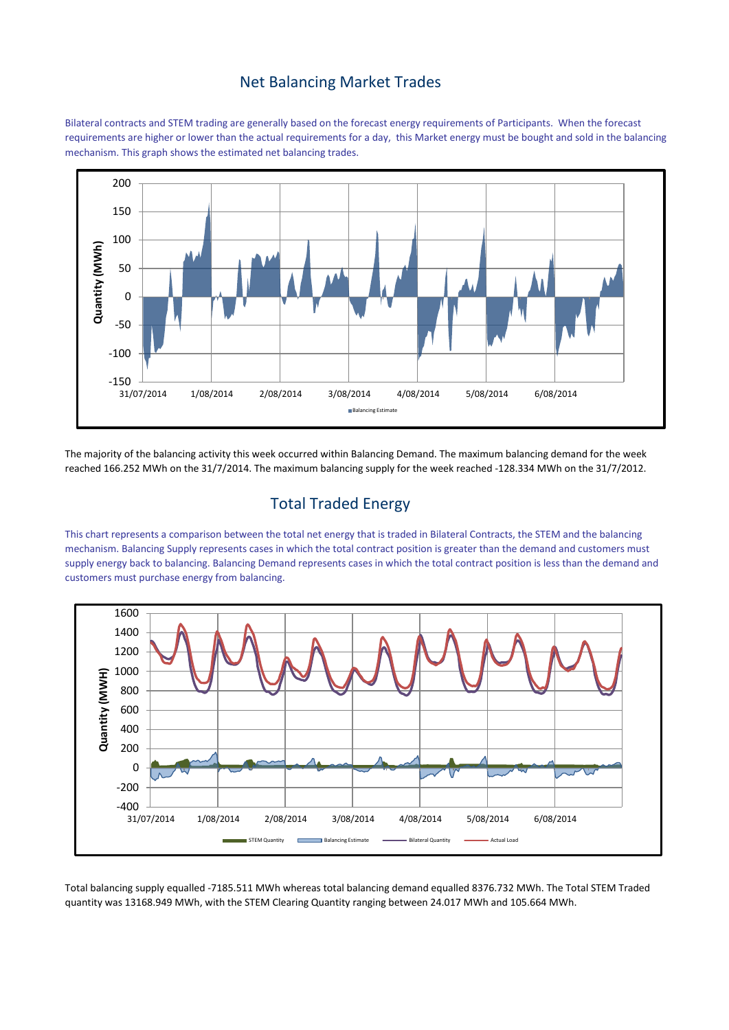## Net Balancing Market Trades

Bilateral contracts and STEM trading are generally based on the forecast energy requirements of Participants. When the forecast requirements are higher or lower than the actual requirements for a day, this Market energy must be bought and sold in the balancing mechanism. This graph shows the estimated net balancing trades.

The majority of the balancing activity this week occurred within Balancing Demand. The maximum balancing demand for the week reached 166.252 MWh on the 31/7/2014. The maximum balancing supply for the week reached -128.334 MWh on the 31/7/2012.

## Total Traded Energy

This chart represents a comparison between the total net energy that is traded in Bilateral Contracts, the STEM and the balancing mechanism. Balancing Supply represents cases in which the total contract position is greater than the demand and customers must supply energy back to balancing. Balancing Demand represents cases in which the total contract position is less than the demand and customers must purchase energy from balancing.

Total balancing supply equalled -7185.511 MWh whereas total balancing demand equalled 8376.732 MWh. The Total STEM Traded quantity was 13168.949 MWh, with the STEM Clearing Quantity ranging between 24.017 MWh and 105.664 MWh.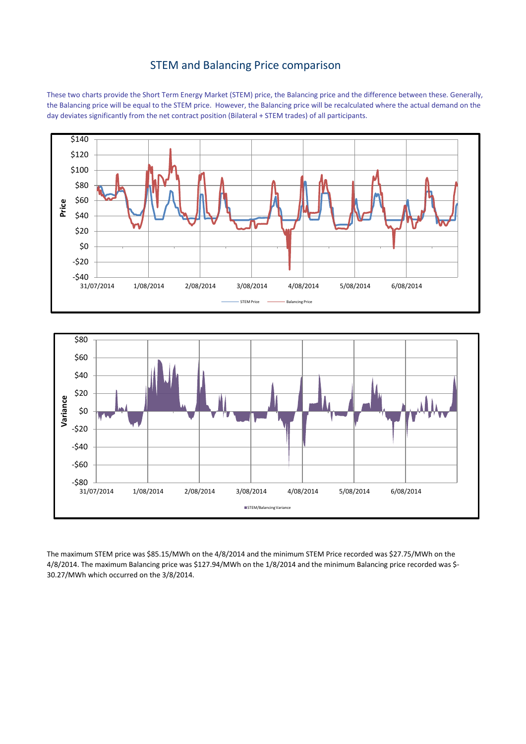# STEM and Balancing Price comparison

These two charts provide the Short Term Energy Market (STEM) price, the Balancing price and the difference between these. Generally, the Balancing price will be equal to the STEM price. However, the Balancing price will be recalculated where the actual demand on the day deviates significantly from the net contract position (Bilateral + STEM trades) of all participants.

Price

$140
$120
$100
$80
$60
$40
$20
$0
-$20
-$40

31/07/2014 1/08/2014 2/08/2014 3/08/2014 4/08/2014 5/08/2014 6/08/2014

STEM Price — Balancing Price

Variance

$80
$60
$40
$20
$0
-$20
-$40
-$60
-$80

31/07/2014 1/08/2014 2/08/2014 3/08/2014 4/08/2014 5/08/2014 6/08/2014

STEM/Balancing Variance

The maximum STEM price was $85.15/MWh on the 4/8/2014 and the minimum STEM Price recorded was $27.75/MWh on the 4/8/2014. The maximum Balancing price was $127.94/MWh on the 1/8/2014 and the minimum Balancing price recorded was $-30.27/MWh which occurred on the 3/8/2014.